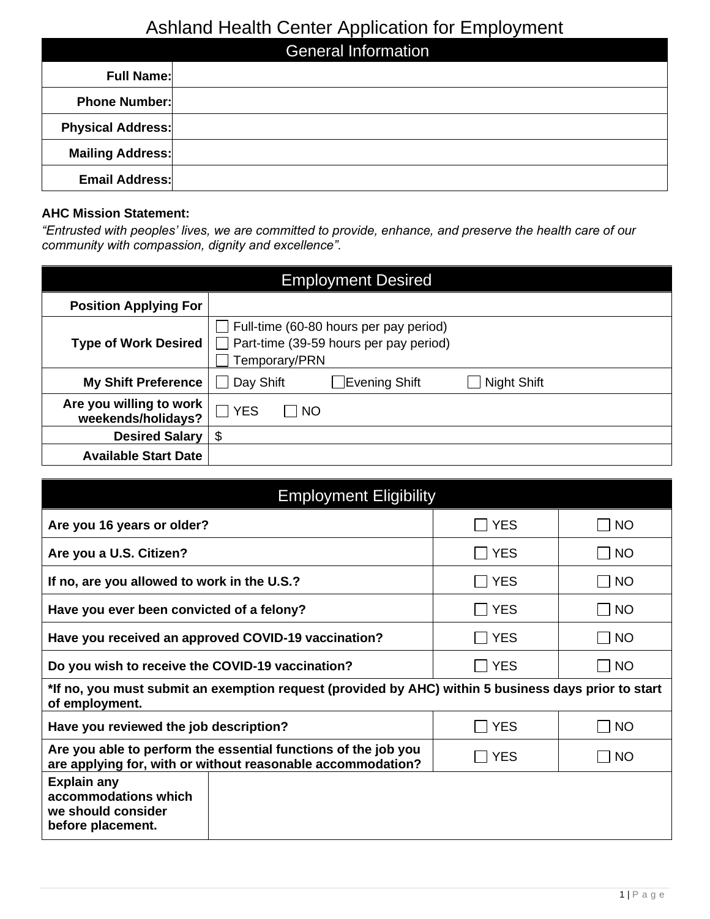# Ashland Health Center Application for Employment

| General Information | |
|---|---|
| **Full Name:** | |
| **Phone Number:** | |
| **Physical Address:** | |
| **Mailing Address:** | |
| **Email Address:** | |

**AHC Mission Statement:**

*"Entrusted with peoples' lives, we are committed to provide, enhance, and preserve the health care of our community with compassion, dignity and excellence".*

| Employment Desired | |
|---|---|
| **Position Applying For** | |
| **Type of Work Desired** | ☐ Full-time (60-80 hours per pay period)<br>☐ Part-time (39-59 hours per pay period)<br>☐ Temporary/PRN |
| **My Shift Preference** | ☐ Day Shift ☐ Evening Shift ☐ Night Shift |
| **Are you willing to work weekends/holidays?** | ☐ YES ☐ NO |
| **Desired Salary** | $ |
| **Available Start Date** | |

| Employment Eligibility | | |
|---|---|---|
| **Are you 16 years or older?** | ☐ YES | ☐ NO |
| **Are you a U.S. Citizen?** | ☐ YES | ☐ NO |
| **If no, are you allowed to work in the U.S.?** | ☐ YES | ☐ NO |
| **Have you ever been convicted of a felony?** | ☐ YES | ☐ NO |
| **Have you received an approved COVID-19 vaccination?** | ☐ YES | ☐ NO |
| **Do you wish to receive the COVID-19 vaccination?** | ☐ YES | ☐ NO |
| ***If no, you must submit an exemption request (provided by AHC) within 5 business days prior to start of employment.** | | |
| **Have you reviewed the job description?** | ☐ YES | ☐ NO |
| **Are you able to perform the essential functions of the job you are applying for, with or without reasonable accommodation?** | ☐ YES | ☐ NO |
| **Explain any accommodations which we should consider before placement.** | | |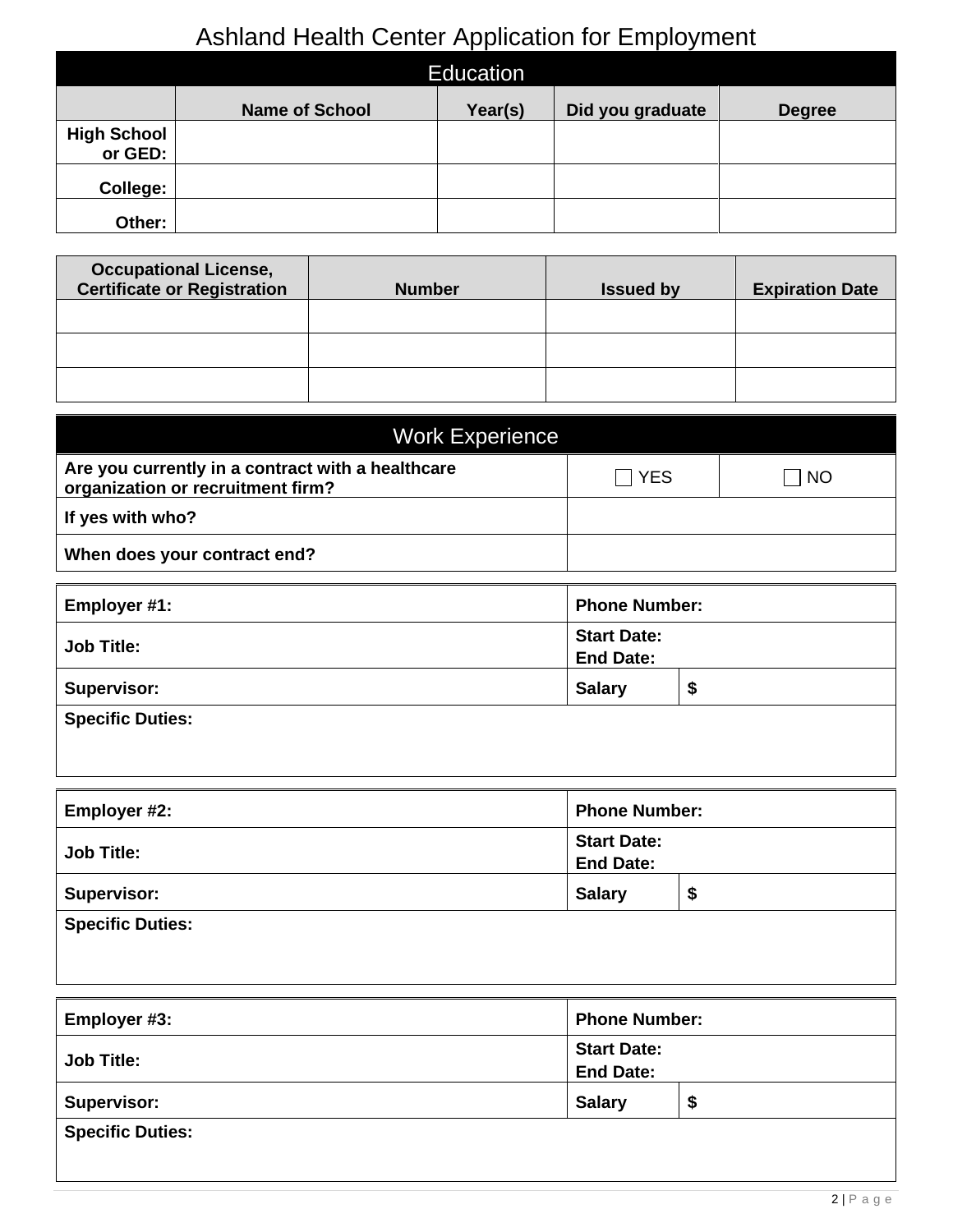# Ashland Health Center Application for Employment

## Education

| | Name of School | Year(s) | Did you graduate | Degree |
|---|---|---|---|---|
| **High School or GED:** | | | | |
| **College:** | | | | |
| **Other:** | | | | |

| Occupational License, Certificate or Registration | Number | Issued by | Expiration Date |
|---|---|---|---|
| | | | |
| | | | |
| | | | |

## Work Experience

| | | |
|---|---|---|
| **Are you currently in a contract with a healthcare organization or recruitment firm?** | ☐ YES | ☐ NO |
| **If yes with who?** | | |
| **When does your contract end?** | | |

| | | |
|---|---|---|
| **Employer #1:** | **Phone Number:** | |
| **Job Title:** | **Start Date:** **End Date:** | |
| **Supervisor:** | **Salary** | **$** |
| **Specific Duties:** | | |

| | | |
|---|---|---|
| **Employer #2:** | **Phone Number:** | |
| **Job Title:** | **Start Date:** **End Date:** | |
| **Supervisor:** | **Salary** | **$** |
| **Specific Duties:** | | |

| | | |
|---|---|---|
| **Employer #3:** | **Phone Number:** | |
| **Job Title:** | **Start Date:** **End Date:** | |
| **Supervisor:** | **Salary** | **$** |
| **Specific Duties:** | | |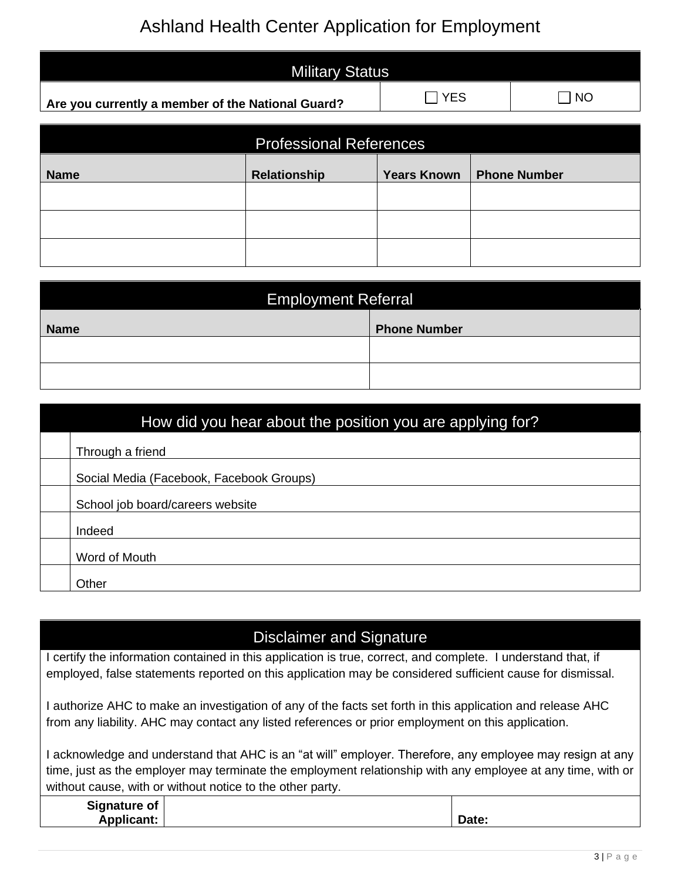# Ashland Health Center Application for Employment

| Military Status | | |
|---|---|---|
| **Are you currently a member of the National Guard?** | ☐ YES | ☐ NO |

## Professional References

| **Name** | **Relationship** | **Years Known** | **Phone Number** |
|---|---|---|---|
| | | | |
| | | | |
| | | | |

## Employment Referral

| **Name** | **Phone Number** |
|---|---|
| | |
| | |

## How did you hear about the position you are applying for?

| | |
|---|---|
| | Through a friend |
| | Social Media (Facebook, Facebook Groups) |
| | School job board/careers website |
| | Indeed |
| | Word of Mouth |
| | Other |

## Disclaimer and Signature

I certify the information contained in this application is true, correct, and complete. I understand that, if employed, false statements reported on this application may be considered sufficient cause for dismissal.

I authorize AHC to make an investigation of any of the facts set forth in this application and release AHC from any liability. AHC may contact any listed references or prior employment on this application.

I acknowledge and understand that AHC is an "at will" employer. Therefore, any employee may resign at any time, just as the employer may terminate the employment relationship with any employee at any time, with or without cause, with or without notice to the other party.

| | | |
|---|---|---|
| **Signature of Applicant:** | | **Date:** |